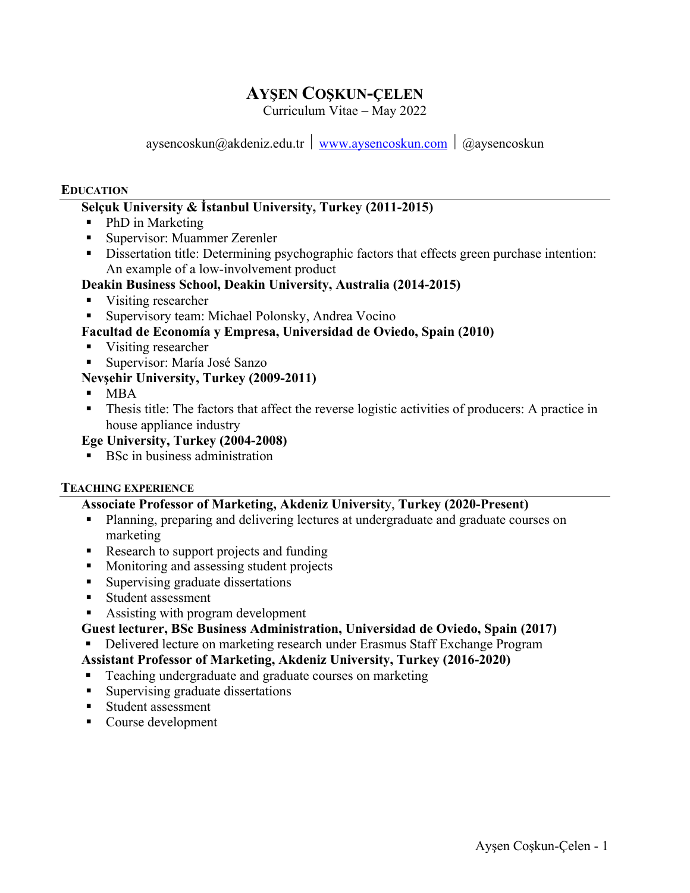# AYŞEN COŞKUN-ÇELEN

Curriculum Vitae – May 2022

aysencoskun@akdeniz.edu.tr | [www.aysencoskun.com](http://www.aysencoskun.com) | @aysencoskun

## EDUCATION

**Selçuk University & İstanbul University, Turkey (2011-2015)**

- PhD in Marketing
- Supervisor: Muammer Zerenler
- Dissertation title: Determining psychographic factors that effects green purchase intention: An example of a low-involvement product

**Deakin Business School, Deakin University, Australia (2014-2015)**

- Visiting researcher
- Supervisory team: Michael Polonsky, Andrea Vocino

**Facultad de Economía y Empresa, Universidad de Oviedo, Spain (2010)**

- Visiting researcher
- Supervisor: María José Sanzo

**Nevşehir University, Turkey (2009-2011)**

- MBA
- Thesis title: The factors that affect the reverse logistic activities of producers: A practice in house appliance industry

**Ege University, Turkey (2004-2008)**

- BSc in business administration

## TEACHING EXPERIENCE

**Associate Professor of Marketing, Akdeniz University, Turkey (2020-Present)**

- Planning, preparing and delivering lectures at undergraduate and graduate courses on marketing
- Research to support projects and funding
- Monitoring and assessing student projects
- Supervising graduate dissertations
- Student assessment
- Assisting with program development

**Guest lecturer, BSc Business Administration, Universidad de Oviedo, Spain (2017)**

- Delivered lecture on marketing research under Erasmus Staff Exchange Program

**Assistant Professor of Marketing, Akdeniz University, Turkey (2016-2020)**

- Teaching undergraduate and graduate courses on marketing
- Supervising graduate dissertations
- Student assessment
- Course development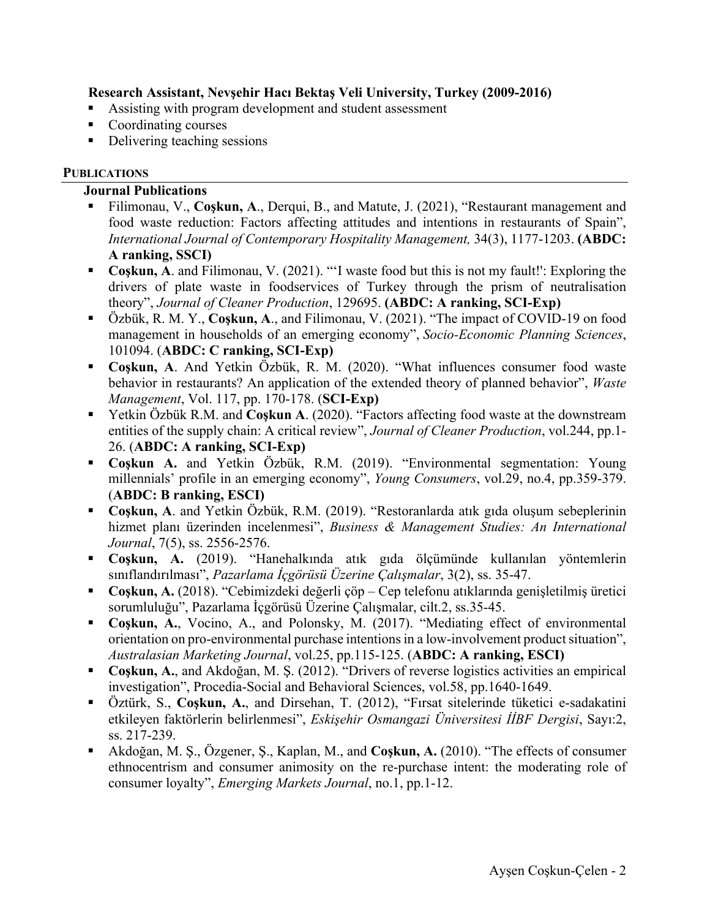**Research Assistant, Nevşehir Hacı Bektaş Veli University, Turkey (2009-2016)**

- Assisting with program development and student assessment
- Coordinating courses
- Delivering teaching sessions

## PUBLICATIONS

### Journal Publications

- Filimonau, V., **Coşkun, A**., Derqui, B., and Matute, J. (2021), "Restaurant management and food waste reduction: Factors affecting attitudes and intentions in restaurants of Spain", *International Journal of Contemporary Hospitality Management,* 34(3), 1177-1203. **(ABDC: A ranking, SSCI)**
- **Coşkun, A**. and Filimonau, V. (2021). "'I waste food but this is not my fault!': Exploring the drivers of plate waste in foodservices of Turkey through the prism of neutralisation theory", *Journal of Cleaner Production*, 129695. **(ABDC: A ranking, SCI-Exp)**
- Özbük, R. M. Y., **Coşkun, A**., and Filimonau, V. (2021). "The impact of COVID-19 on food management in households of an emerging economy", *Socio-Economic Planning Sciences*, 101094. (**ABDC: C ranking, SCI-Exp)**
- **Coşkun, A**. And Yetkin Özbük, R. M. (2020). "What influences consumer food waste behavior in restaurants? An application of the extended theory of planned behavior", *Waste Management*, Vol. 117, pp. 170-178. (**SCI-Exp)**
- Yetkin Özbük R.M. and **Coşkun A**. (2020). "Factors affecting food waste at the downstream entities of the supply chain: A critical review", *Journal of Cleaner Production*, vol.244, pp.1-26. (**ABDC: A ranking, SCI-Exp)**
- **Coşkun A.** and Yetkin Özbük, R.M. (2019). "Environmental segmentation: Young millennials' profile in an emerging economy", *Young Consumers*, vol.29, no.4, pp.359-379. (**ABDC: B ranking, ESCI)**
- **Coşkun, A**. and Yetkin Özbük, R.M. (2019). "Restoranlarda atık gıda oluşum sebeplerinin hizmet planı üzerinden incelenmesi", *Business & Management Studies: An International Journal*, 7(5), ss. 2556-2576.
- **Coşkun, A.** (2019). "Hanehalkında atık gıda ölçümünde kullanılan yöntemlerin sınıflandırılması", *Pazarlama İçgörüsü Üzerine Çalışmalar*, 3(2), ss. 35-47.
- **Coşkun, A.** (2018). "Cebimizdeki değerli çöp – Cep telefonu atıklarında genişletilmiş üretici sorumluluğu", Pazarlama İçgörüsü Üzerine Çalışmalar, cilt.2, ss.35-45.
- **Coşkun, A.**, Vocino, A., and Polonsky, M. (2017). "Mediating effect of environmental orientation on pro-environmental purchase intentions in a low-involvement product situation", *Australasian Marketing Journal*, vol.25, pp.115-125. (**ABDC: A ranking, ESCI)**
- **Coşkun, A.**, and Akdoğan, M. Ş. (2012). "Drivers of reverse logistics activities an empirical investigation", Procedia-Social and Behavioral Sciences, vol.58, pp.1640-1649.
- Öztürk, S., **Coşkun, A.**, and Dirsehan, T. (2012), "Fırsat sitelerinde tüketici e-sadakatini etkileyen faktörlerin belirlenmesi", *Eskişehir Osmangazi Üniversitesi İİBF Dergisi*, Sayı:2, ss. 217-239.
- Akdoğan, M. Ş., Özgener, Ş., Kaplan, M., and **Coşkun, A.** (2010). "The effects of consumer ethnocentrism and consumer animosity on the re-purchase intent: the moderating role of consumer loyalty", *Emerging Markets Journal*, no.1, pp.1-12.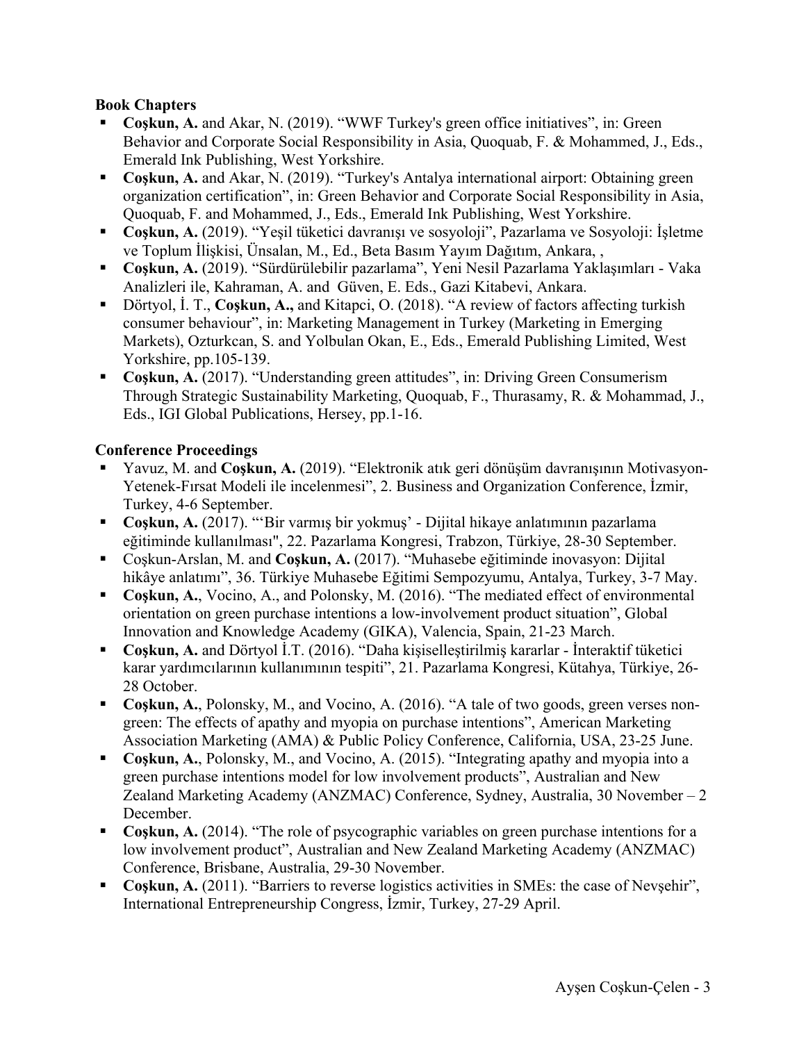### Book Chapters

- **Coşkun, A.** and Akar, N. (2019). "WWF Turkey's green office initiatives", in: Green Behavior and Corporate Social Responsibility in Asia, Quoquab, F. & Mohammed, J., Eds., Emerald Ink Publishing, West Yorkshire.
- **Coşkun, A.** and Akar, N. (2019). "Turkey's Antalya international airport: Obtaining green organization certification", in: Green Behavior and Corporate Social Responsibility in Asia, Quoquab, F. and Mohammed, J., Eds., Emerald Ink Publishing, West Yorkshire.
- **Coşkun, A.** (2019). "Yeşil tüketici davranışı ve sosyoloji", Pazarlama ve Sosyoloji: İşletme ve Toplum İlişkisi, Ünsalan, M., Ed., Beta Basım Yayım Dağıtım, Ankara, ,
- **Coşkun, A.** (2019). "Sürdürülebilir pazarlama", Yeni Nesil Pazarlama Yaklaşımları - Vaka Analizleri ile, Kahraman, A. and Güven, E. Eds., Gazi Kitabevi, Ankara.
- Dörtyol, İ. T., **Coşkun, A.,** and Kitapci, O. (2018). "A review of factors affecting turkish consumer behaviour", in: Marketing Management in Turkey (Marketing in Emerging Markets), Ozturkcan, S. and Yolbulan Okan, E., Eds., Emerald Publishing Limited, West Yorkshire, pp.105-139.
- **Coşkun, A.** (2017). "Understanding green attitudes", in: Driving Green Consumerism Through Strategic Sustainability Marketing, Quoquab, F., Thurasamy, R. & Mohammad, J., Eds., IGI Global Publications, Hersey, pp.1-16.

### Conference Proceedings

- Yavuz, M. and **Coşkun, A.** (2019). "Elektronik atık geri dönüşüm davranışının Motivasyon-Yetenek-Fırsat Modeli ile incelenmesi", 2. Business and Organization Conference, İzmir, Turkey, 4-6 September.
- **Coşkun, A.** (2017). "'Bir varmış bir yokmuş' - Dijital hikaye anlatımının pazarlama eğitiminde kullanılması", 22. Pazarlama Kongresi, Trabzon, Türkiye, 28-30 September.
- Coşkun-Arslan, M. and **Coşkun, A.** (2017). "Muhasebe eğitiminde inovasyon: Dijital hikâye anlatımı", 36. Türkiye Muhasebe Eğitimi Sempozyumu, Antalya, Turkey, 3-7 May.
- **Coşkun, A.**, Vocino, A., and Polonsky, M. (2016). "The mediated effect of environmental orientation on green purchase intentions a low-involvement product situation", Global Innovation and Knowledge Academy (GIKA), Valencia, Spain, 21-23 March.
- **Coşkun, A.** and Dörtyol İ.T. (2016). "Daha kişiselleştirilmiş kararlar - İnteraktif tüketici karar yardımcılarının kullanımının tespiti", 21. Pazarlama Kongresi, Kütahya, Türkiye, 26-28 October.
- **Coşkun, A.**, Polonsky, M., and Vocino, A. (2016). "A tale of two goods, green verses non-green: The effects of apathy and myopia on purchase intentions", American Marketing Association Marketing (AMA) & Public Policy Conference, California, USA, 23-25 June.
- **Coşkun, A.**, Polonsky, M., and Vocino, A. (2015). "Integrating apathy and myopia into a green purchase intentions model for low involvement products", Australian and New Zealand Marketing Academy (ANZMAC) Conference, Sydney, Australia, 30 November – 2 December.
- **Coşkun, A.** (2014). "The role of psycographic variables on green purchase intentions for a low involvement product", Australian and New Zealand Marketing Academy (ANZMAC) Conference, Brisbane, Australia, 29-30 November.
- **Coşkun, A.** (2011). "Barriers to reverse logistics activities in SMEs: the case of Nevşehir", International Entrepreneurship Congress, İzmir, Turkey, 27-29 April.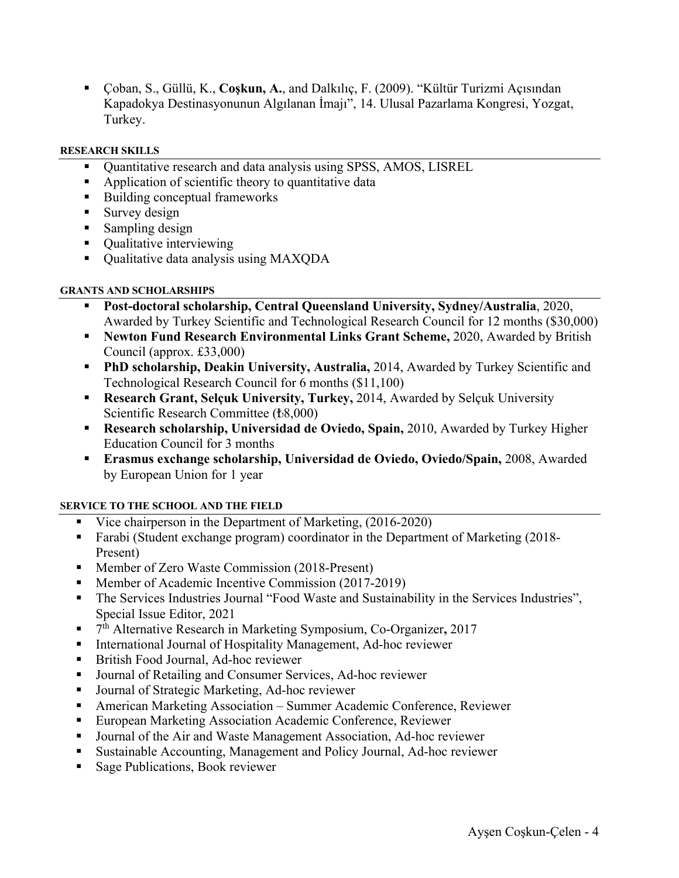- Çoban, S., Güllü, K., **Coşkun, A.**, and Dalkılıç, F. (2009). "Kültür Turizmi Açısından Kapadokya Destinasyonunun Algılanan İmajı", 14. Ulusal Pazarlama Kongresi, Yozgat, Turkey.

#### RESEARCH SKILLS

- Quantitative research and data analysis using SPSS, AMOS, LISREL
- Application of scientific theory to quantitative data
- Building conceptual frameworks
- Survey design
- Sampling design
- Qualitative interviewing
- Qualitative data analysis using MAXQDA

#### GRANTS AND SCHOLARSHIPS

- **Post-doctoral scholarship, Central Queensland University, Sydney/Australia**, 2020, Awarded by Turkey Scientific and Technological Research Council for 12 months ($30,000)
- **Newton Fund Research Environmental Links Grant Scheme,** 2020, Awarded by British Council (approx. £33,000)
- **PhD scholarship, Deakin University, Australia,** 2014, Awarded by Turkey Scientific and Technological Research Council for 6 months ($11,100)
- **Research Grant, Selçuk University, Turkey,** 2014, Awarded by Selçuk University Scientific Research Committee (₺8,000)
- **Research scholarship, Universidad de Oviedo, Spain,** 2010, Awarded by Turkey Higher Education Council for 3 months
- **Erasmus exchange scholarship, Universidad de Oviedo, Oviedo/Spain,** 2008, Awarded by European Union for 1 year

#### SERVICE TO THE SCHOOL AND THE FIELD

- Vice chairperson in the Department of Marketing, (2016-2020)
- Farabi (Student exchange program) coordinator in the Department of Marketing (2018-Present)
- Member of Zero Waste Commission (2018-Present)
- Member of Academic Incentive Commission (2017-2019)
- The Services Industries Journal "Food Waste and Sustainability in the Services Industries", Special Issue Editor, 2021
- 7th Alternative Research in Marketing Symposium, Co-Organizer**,** 2017
- International Journal of Hospitality Management, Ad-hoc reviewer
- British Food Journal, Ad-hoc reviewer
- Journal of Retailing and Consumer Services, Ad-hoc reviewer
- Journal of Strategic Marketing, Ad-hoc reviewer
- American Marketing Association – Summer Academic Conference, Reviewer
- European Marketing Association Academic Conference, Reviewer
- Journal of the Air and Waste Management Association, Ad-hoc reviewer
- Sustainable Accounting, Management and Policy Journal, Ad-hoc reviewer
- Sage Publications, Book reviewer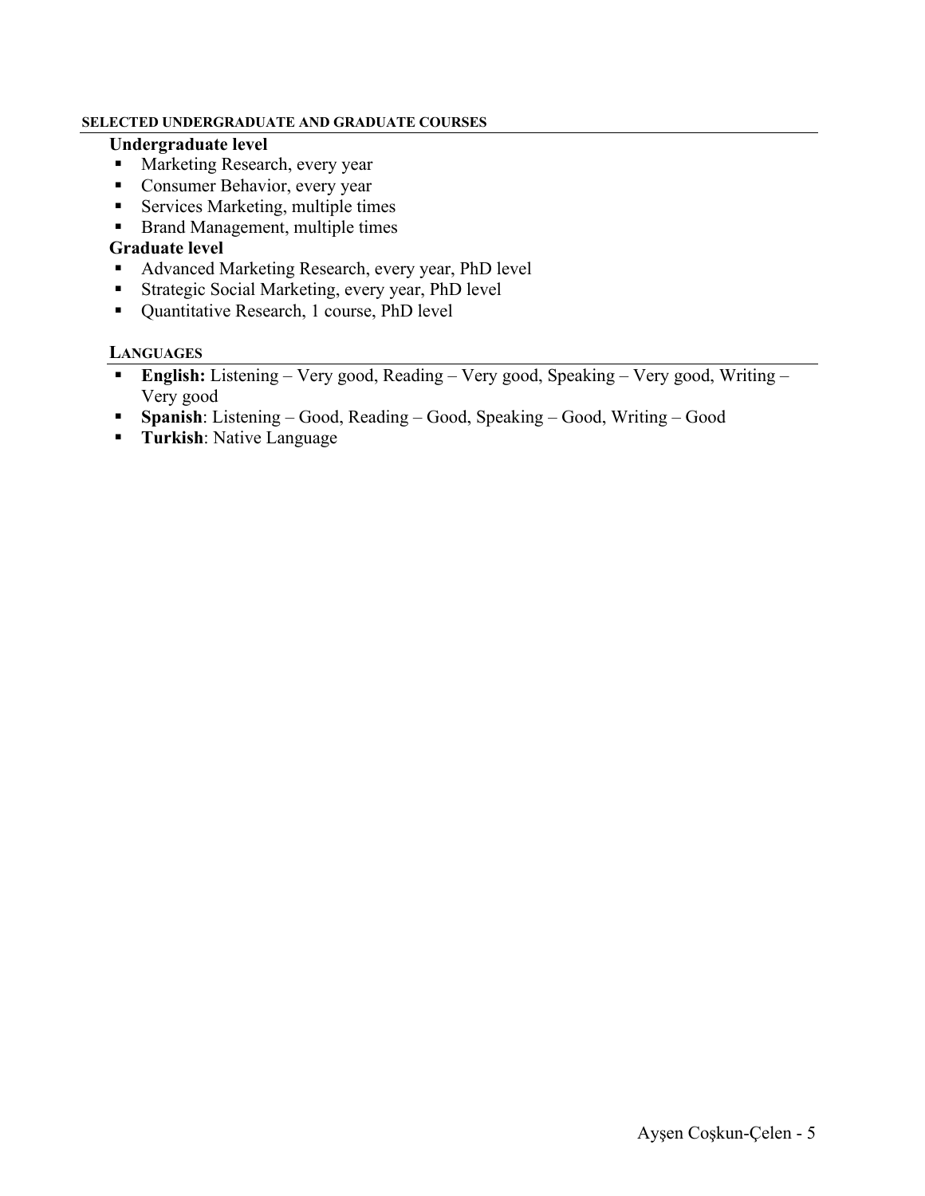## SELECTED UNDERGRADUATE AND GRADUATE COURSES

**Undergraduate level**

- Marketing Research, every year
- Consumer Behavior, every year
- Services Marketing, multiple times
- Brand Management, multiple times

**Graduate level**

- Advanced Marketing Research, every year, PhD level
- Strategic Social Marketing, every year, PhD level
- Quantitative Research, 1 course, PhD level

## LANGUAGES

- **English:** Listening – Very good, Reading – Very good, Speaking – Very good, Writing – Very good
- **Spanish**: Listening – Good, Reading – Good, Speaking – Good, Writing – Good
- **Turkish**: Native Language